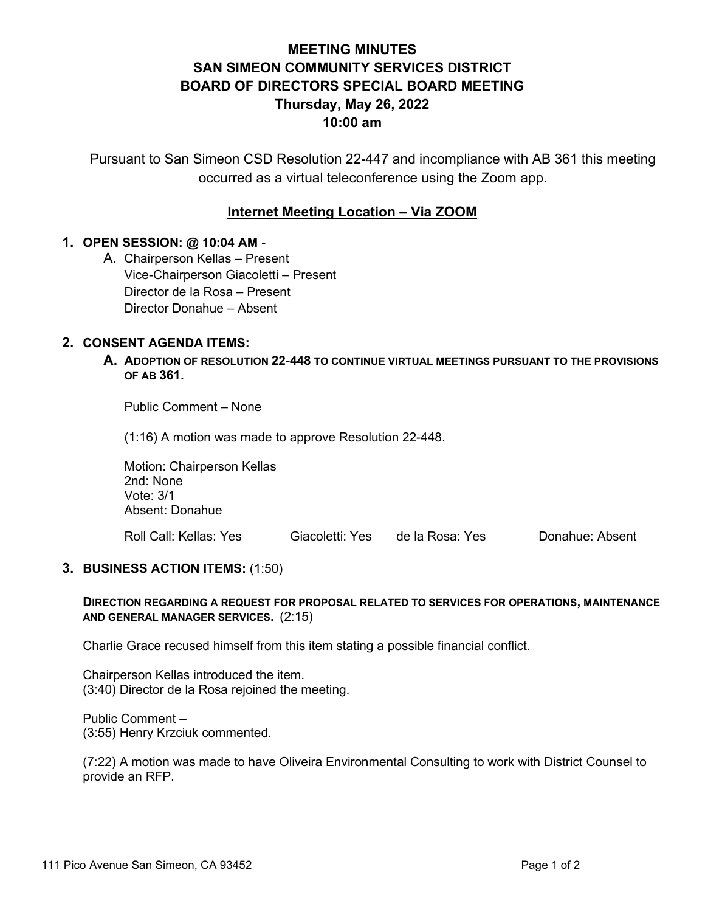# MEETING MINUTES
# SAN SIMEON COMMUNITY SERVICES DISTRICT
# BOARD OF DIRECTORS SPECIAL BOARD MEETING
# Thursday, May 26, 2022
# 10:00 am

Pursuant to San Simeon CSD Resolution 22-447 and incompliance with AB 361 this meeting occurred as a virtual teleconference using the Zoom app.

**Internet Meeting Location – Via ZOOM**

## 1. OPEN SESSION: @ 10:04 AM -

A. Chairperson Kellas – Present
Vice-Chairperson Giacoletti – Present
Director de la Rosa – Present
Director Donahue – Absent

## 2. CONSENT AGENDA ITEMS:

**A. ADOPTION OF RESOLUTION 22-448 TO CONTINUE VIRTUAL MEETINGS PURSUANT TO THE PROVISIONS OF AB 361.**

Public Comment – None

(1:16) A motion was made to approve Resolution 22-448.

Motion: Chairperson Kellas
2nd: None
Vote: 3/1
Absent: Donahue

Roll Call: Kellas: Yes Giacoletti: Yes de la Rosa: Yes Donahue: Absent

## 3. BUSINESS ACTION ITEMS: (1:50)

**DIRECTION REGARDING A REQUEST FOR PROPOSAL RELATED TO SERVICES FOR OPERATIONS, MAINTENANCE AND GENERAL MANAGER SERVICES.** (2:15)

Charlie Grace recused himself from this item stating a possible financial conflict.

Chairperson Kellas introduced the item.
(3:40) Director de la Rosa rejoined the meeting.

Public Comment –
(3:55) Henry Krzciuk commented.

(7:22) A motion was made to have Oliveira Environmental Consulting to work with District Counsel to provide an RFP.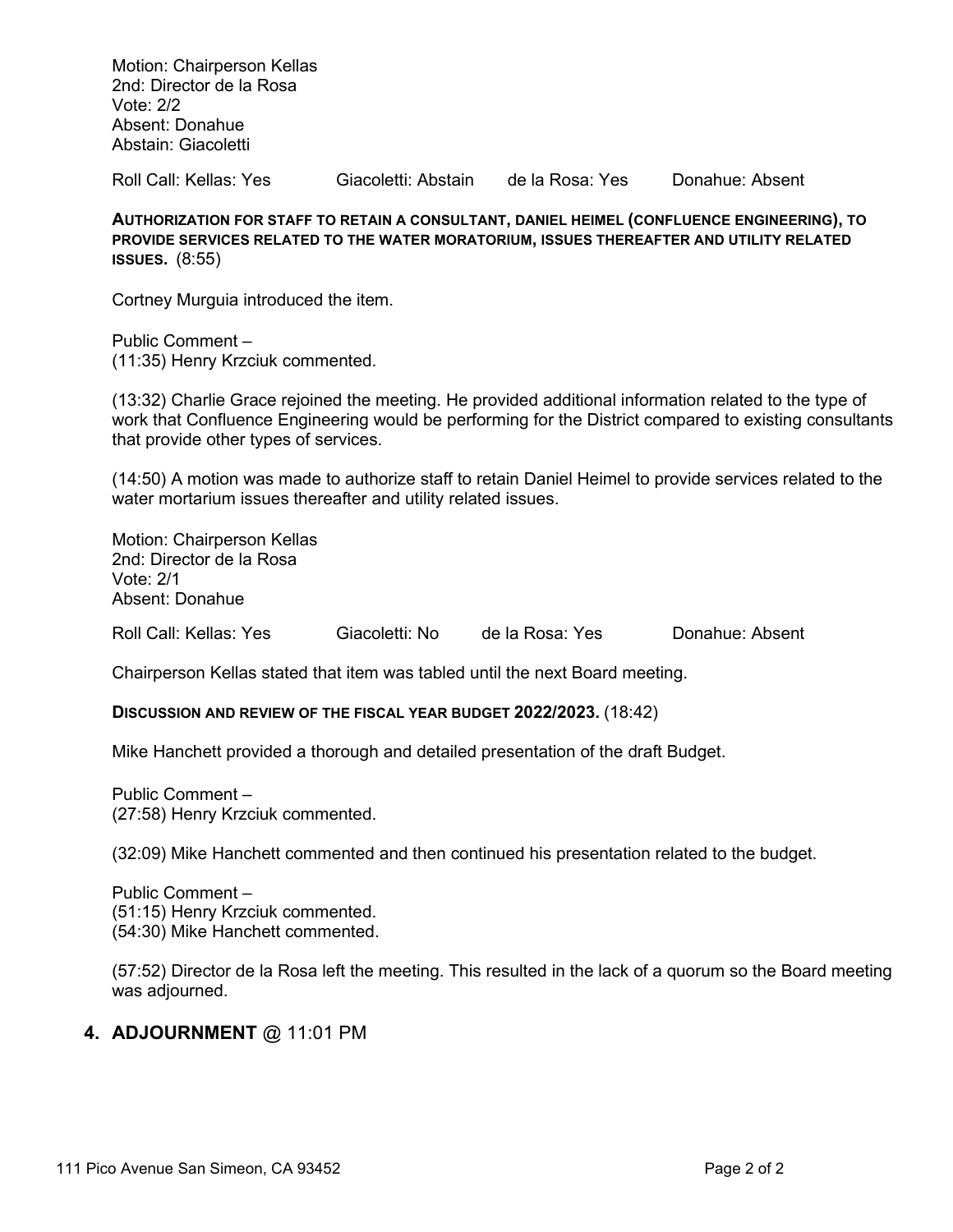Motion: Chairperson Kellas
2nd: Director de la Rosa
Vote: 2/2
Absent: Donahue
Abstain: Giacoletti

Roll Call: Kellas: Yes Giacoletti: Abstain de la Rosa: Yes Donahue: Absent

**AUTHORIZATION FOR STAFF TO RETAIN A CONSULTANT, DANIEL HEIMEL (CONFLUENCE ENGINEERING), TO PROVIDE SERVICES RELATED TO THE WATER MORATORIUM, ISSUES THEREAFTER AND UTILITY RELATED ISSUES.** (8:55)

Cortney Murguia introduced the item.

Public Comment –
(11:35) Henry Krzciuk commented.

(13:32) Charlie Grace rejoined the meeting. He provided additional information related to the type of work that Confluence Engineering would be performing for the District compared to existing consultants that provide other types of services.

(14:50) A motion was made to authorize staff to retain Daniel Heimel to provide services related to the water mortarium issues thereafter and utility related issues.

Motion: Chairperson Kellas
2nd: Director de la Rosa
Vote: 2/1
Absent: Donahue

Roll Call: Kellas: Yes Giacoletti: No de la Rosa: Yes Donahue: Absent

Chairperson Kellas stated that item was tabled until the next Board meeting.

**DISCUSSION AND REVIEW OF THE FISCAL YEAR BUDGET 2022/2023.** (18:42)

Mike Hanchett provided a thorough and detailed presentation of the draft Budget.

Public Comment –
(27:58) Henry Krzciuk commented.

(32:09) Mike Hanchett commented and then continued his presentation related to the budget.

Public Comment –
(51:15) Henry Krzciuk commented.
(54:30) Mike Hanchett commented.

(57:52) Director de la Rosa left the meeting. This resulted in the lack of a quorum so the Board meeting was adjourned.

## 4. ADJOURNMENT @ 11:01 PM

111 Pico Avenue San Simeon, CA 93452